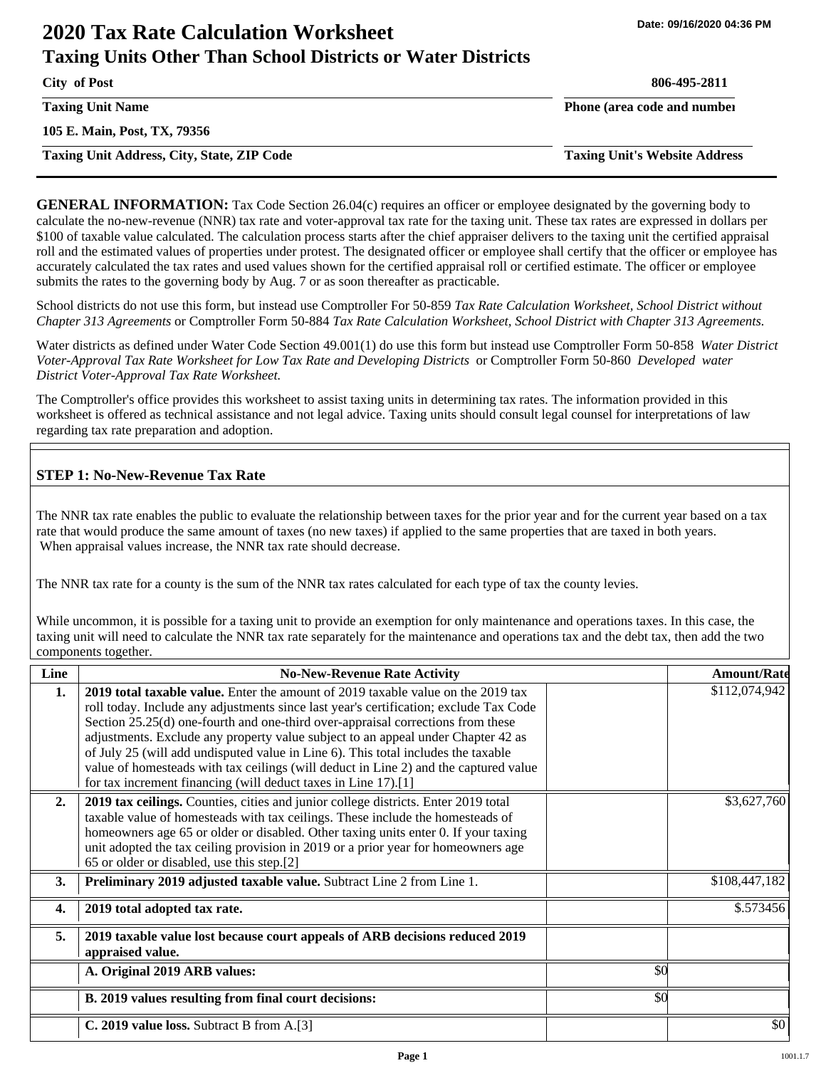# 2020 Tax Rate Calculation Worksheet

## Taxing Units Other Than School Districts or Water Districts

Date: 09/16/2020 04:36 PM

| | |
|---|---|
| **City of Post** | **806-495-2811** |
| **Taxing Unit Name** | **Phone (area code and number)** |
| **105 E. Main, Post, TX, 79356** | |
| **Taxing Unit Address, City, State, ZIP Code** | **Taxing Unit's Website Address** |

**GENERAL INFORMATION:** Tax Code Section 26.04(c) requires an officer or employee designated by the governing body to calculate the no-new-revenue (NNR) tax rate and voter-approval tax rate for the taxing unit. These tax rates are expressed in dollars per $100 of taxable value calculated. The calculation process starts after the chief appraiser delivers to the taxing unit the certified appraisal roll and the estimated values of properties under protest. The designated officer or employee shall certify that the officer or employee has accurately calculated the tax rates and used values shown for the certified appraisal roll or certified estimate. The officer or employee submits the rates to the governing body by Aug. 7 or as soon thereafter as practicable.

School districts do not use this form, but instead use Comptroller For 50-859 *Tax Rate Calculation Worksheet, School District without Chapter 313 Agreements* or Comptroller Form 50-884 *Tax Rate Calculation Worksheet, School District with Chapter 313 Agreements.*

Water districts as defined under Water Code Section 49.001(1) do use this form but instead use Comptroller Form 50-858 *Water District Voter-Approval Tax Rate Worksheet for Low Tax Rate and Developing Districts* or Comptroller Form 50-860 *Developed water District Voter-Approval Tax Rate Worksheet.*

The Comptroller's office provides this worksheet to assist taxing units in determining tax rates. The information provided in this worksheet is offered as technical assistance and not legal advice. Taxing units should consult legal counsel for interpretations of law regarding tax rate preparation and adoption.

### STEP 1: No-New-Revenue Tax Rate

The NNR tax rate enables the public to evaluate the relationship between taxes for the prior year and for the current year based on a tax rate that would produce the same amount of taxes (no new taxes) if applied to the same properties that are taxed in both years. When appraisal values increase, the NNR tax rate should decrease.

The NNR tax rate for a county is the sum of the NNR tax rates calculated for each type of tax the county levies.

While uncommon, it is possible for a taxing unit to provide an exemption for only maintenance and operations taxes. In this case, the taxing unit will need to calculate the NNR tax rate separately for the maintenance and operations tax and the debt tax, then add the two components together.

| Line | No-New-Revenue Rate Activity | | Amount/Rate |
|---|---|---|---|
| 1. | **2019 total taxable value.** Enter the amount of 2019 taxable value on the 2019 tax roll today. Include any adjustments since last year's certification; exclude Tax Code Section 25.25(d) one-fourth and one-third over-appraisal corrections from these adjustments. Exclude any property value subject to an appeal under Chapter 42 as of July 25 (will add undisputed value in Line 6). This total includes the taxable value of homesteads with tax ceilings (will deduct in Line 2) and the captured value for tax increment financing (will deduct taxes in Line 17).[1] | | $112,074,942 |
| 2. | **2019 tax ceilings.** Counties, cities and junior college districts. Enter 2019 total taxable value of homesteads with tax ceilings. These include the homesteads of homeowners age 65 or older or disabled. Other taxing units enter 0. If your taxing unit adopted the tax ceiling provision in 2019 or a prior year for homeowners age 65 or older or disabled, use this step.[2] | | $3,627,760 |
| 3. | **Preliminary 2019 adjusted taxable value.** Subtract Line 2 from Line 1. | | $108,447,182 |
| 4. | **2019 total adopted tax rate.** | | $.573456 |
| 5. | **2019 taxable value lost because court appeals of ARB decisions reduced 2019 appraised value.** | | |
| | **A. Original 2019 ARB values:** | $0 | |
| | **B. 2019 values resulting from final court decisions:** | $0 | |
| | **C. 2019 value loss.** Subtract B from A.[3] | | $0 |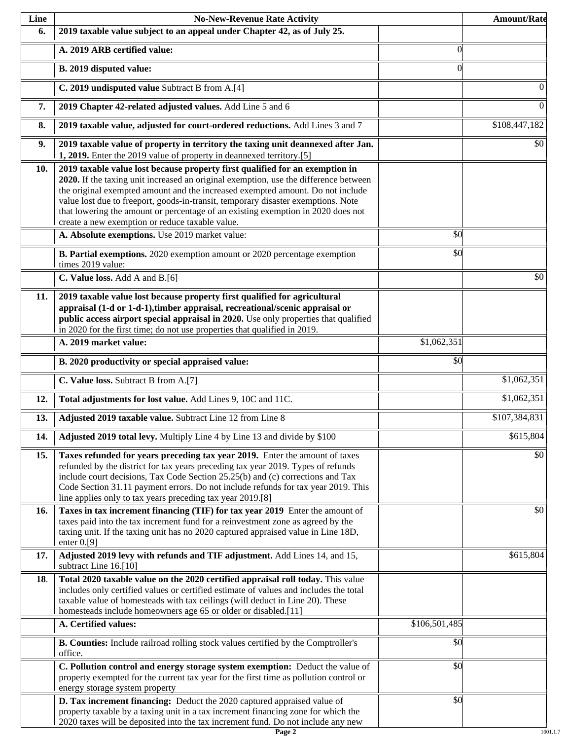| Line | No-New-Revenue Rate Activity | | Amount/Rate |
|---|---|---|---|
| 6. | **2019 taxable value subject to an appeal under Chapter 42, as of July 25.** | | |
| | **A. 2019 ARB certified value:** | 0 | |
| | **B. 2019 disputed value:** | 0 | |
| | **C. 2019 undisputed value** Subtract B from A.[4] | | 0 |
| 7. | **2019 Chapter 42-related adjusted values.** Add Line 5 and 6 | | 0 |
| 8. | **2019 taxable value, adjusted for court-ordered reductions.** Add Lines 3 and 7 | | $108,447,182 |
| 9. | **2019 taxable value of property in territory the taxing unit deannexed after Jan. 1, 2019.** Enter the 2019 value of property in deannexed territory.[5] | | $0 |
| 10. | **2019 taxable value lost because property first qualified for an exemption in 2020.** If the taxing unit increased an original exemption, use the difference between the original exempted amount and the increased exempted amount. Do not include value lost due to freeport, goods-in-transit, temporary disaster exemptions. Note that lowering the amount or percentage of an existing exemption in 2020 does not create a new exemption or reduce taxable value. | | |
| | **A. Absolute exemptions.** Use 2019 market value: | $0 | |
| | **B. Partial exemptions.** 2020 exemption amount or 2020 percentage exemption times 2019 value: | $0 | |
| | **C. Value loss.** Add A and B.[6] | | $0 |
| 11. | **2019 taxable value lost because property first qualified for agricultural appraisal (1-d or 1-d-1),timber appraisal, recreational/scenic appraisal or public access airport special appraisal in 2020.** Use only properties that qualified in 2020 for the first time; do not use properties that qualified in 2019. | | |
| | **A. 2019 market value:** | $1,062,351 | |
| | **B. 2020 productivity or special appraised value:** | $0 | |
| | **C. Value loss.** Subtract B from A.[7] | | $1,062,351 |
| 12. | **Total adjustments for lost value.** Add Lines 9, 10C and 11C. | | $1,062,351 |
| 13. | **Adjusted 2019 taxable value.** Subtract Line 12 from Line 8 | | $107,384,831 |
| 14. | **Adjusted 2019 total levy.** Multiply Line 4 by Line 13 and divide by $100 | | $615,804 |
| 15. | **Taxes refunded for years preceding tax year 2019.** Enter the amount of taxes refunded by the district for tax years preceding tax year 2019. Types of refunds include court decisions, Tax Code Section 25.25(b) and (c) corrections and Tax Code Section 31.11 payment errors. Do not include refunds for tax year 2019. This line applies only to tax years preceding tax year 2019.[8] | | $0 |
| 16. | **Taxes in tax increment financing (TIF) for tax year 2019** Enter the amount of taxes paid into the tax increment fund for a reinvestment zone as agreed by the taxing unit. If the taxing unit has no 2020 captured appraised value in Line 18D, enter 0.[9] | | $0 |
| 17. | **Adjusted 2019 levy with refunds and TIF adjustment.** Add Lines 14, and 15, subtract Line 16.[10] | | $615,804 |
| 18. | **Total 2020 taxable value on the 2020 certified appraisal roll today.** This value includes only certified values or certified estimate of values and includes the total taxable value of homesteads with tax ceilings (will deduct in Line 20). These homesteads include homeowners age 65 or older or disabled.[11] | | |
| | **A. Certified values:** | $106,501,485 | |
| | **B. Counties:** Include railroad rolling stock values certified by the Comptroller's office. | $0 | |
| | **C. Pollution control and energy storage system exemption:** Deduct the value of property exempted for the current tax year for the first time as pollution control or energy storage system property | $0 | |
| | **D. Tax increment financing:** Deduct the 2020 captured appraised value of property taxable by a taxing unit in a tax increment financing zone for which the 2020 taxes will be deposited into the tax increment fund. Do not include any new | $0 | |

1001.1.7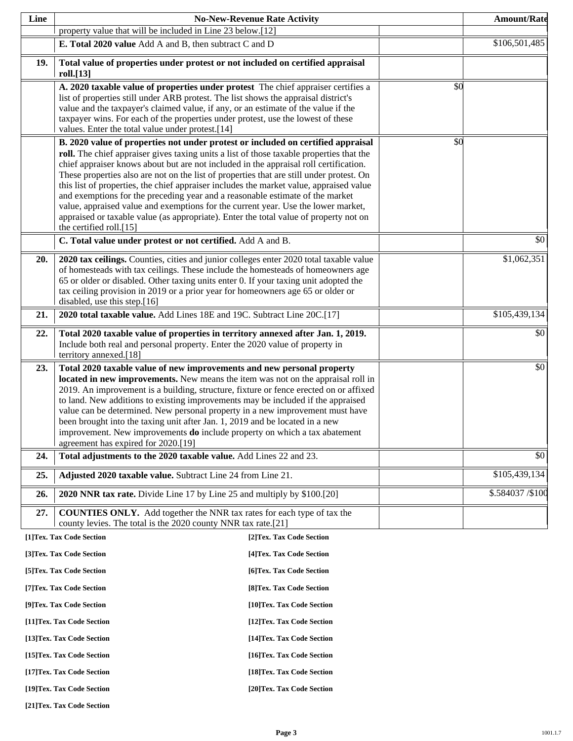| Line | No-New-Revenue Rate Activity | | Amount/Rate |
|---|---|---|---|
| | property value that will be included in Line 23 below.[12] | | |
| | **E. Total 2020 value** Add A and B, then subtract C and D | | $106,501,485 |
| **19.** | **Total value of properties under protest or not included on certified appraisal roll.[13]** | | |
| | **A. 2020 taxable value of properties under protest** The chief appraiser certifies a list of properties still under ARB protest. The list shows the appraisal district's value and the taxpayer's claimed value, if any, or an estimate of the value if the taxpayer wins. For each of the properties under protest, use the lowest of these values. Enter the total value under protest.[14] | $0 | |
| | **B. 2020 value of properties not under protest or included on certified appraisal roll.** The chief appraiser gives taxing units a list of those taxable properties that the chief appraiser knows about but are not included in the appraisal roll certification. These properties also are not on the list of properties that are still under protest. On this list of properties, the chief appraiser includes the market value, appraised value and exemptions for the preceding year and a reasonable estimate of the market value, appraised value and exemptions for the current year. Use the lower market, appraised or taxable value (as appropriate). Enter the total value of property not on the certified roll.[15] | $0 | |
| | **C. Total value under protest or not certified.** Add A and B. | | $0 |
| **20.** | **2020 tax ceilings.** Counties, cities and junior colleges enter 2020 total taxable value of homesteads with tax ceilings. These include the homesteads of homeowners age 65 or older or disabled. Other taxing units enter 0. If your taxing unit adopted the tax ceiling provision in 2019 or a prior year for homeowners age 65 or older or disabled, use this step.[16] | | $1,062,351 |
| **21.** | **2020 total taxable value.** Add Lines 18E and 19C. Subtract Line 20C.[17] | | $105,439,134 |
| **22.** | **Total 2020 taxable value of properties in territory annexed after Jan. 1, 2019.** Include both real and personal property. Enter the 2020 value of property in territory annexed.[18] | | $0 |
| **23.** | **Total 2020 taxable value of new improvements and new personal property located in new improvements.** New means the item was not on the appraisal roll in 2019. An improvement is a building, structure, fixture or fence erected on or affixed to land. New additions to existing improvements may be included if the appraised value can be determined. New personal property in a new improvement must have been brought into the taxing unit after Jan. 1, 2019 and be located in a new improvement. New improvements **do** include property on which a tax abatement agreement has expired for 2020.[19] | | $0 |
| **24.** | **Total adjustments to the 2020 taxable value.** Add Lines 22 and 23. | | $0 |
| **25.** | **Adjusted 2020 taxable value.** Subtract Line 24 from Line 21. | | $105,439,134 |
| **26.** | **2020 NNR tax rate.** Divide Line 17 by Line 25 and multiply by $100.[20] | | $.584037 /$100 |
| **27.** | **COUNTIES ONLY.** Add together the NNR tax rates for each type of tax the county levies. The total is the 2020 county NNR tax rate.[21] | | |

**[1]Tex. Tax Code Section**

**[2]Tex. Tax Code Section**

**[3]Tex. Tax Code Section**

**[4]Tex. Tax Code Section**

**[5]Tex. Tax Code Section**

**[6]Tex. Tax Code Section**

**[7]Tex. Tax Code Section**

**[8]Tex. Tax Code Section**

**[9]Tex. Tax Code Section**

**[10]Tex. Tax Code Section**

**[11]Tex. Tax Code Section**

**[12]Tex. Tax Code Section**

**[13]Tex. Tax Code Section**

**[14]Tex. Tax Code Section**

**[15]Tex. Tax Code Section**

**[16]Tex. Tax Code Section**

**[17]Tex. Tax Code Section**

**[18]Tex. Tax Code Section**

**[19]Tex. Tax Code Section**

**[20]Tex. Tax Code Section**

**[21]Tex. Tax Code Section**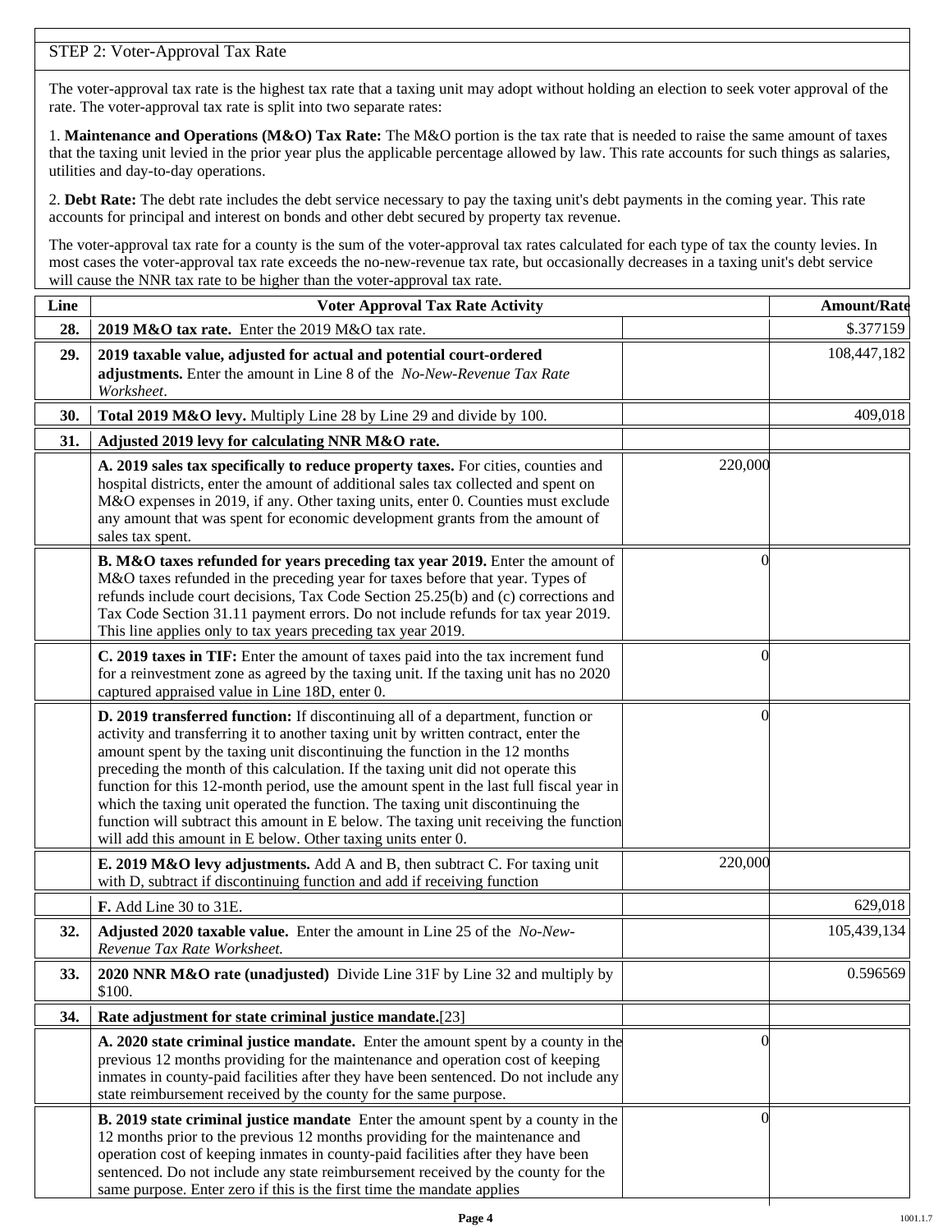STEP 2: Voter-Approval Tax Rate

The voter-approval tax rate is the highest tax rate that a taxing unit may adopt without holding an election to seek voter approval of the rate. The voter-approval tax rate is split into two separate rates:

1. **Maintenance and Operations (M&O) Tax Rate:** The M&O portion is the tax rate that is needed to raise the same amount of taxes that the taxing unit levied in the prior year plus the applicable percentage allowed by law. This rate accounts for such things as salaries, utilities and day-to-day operations.

2. **Debt Rate:** The debt rate includes the debt service necessary to pay the taxing unit's debt payments in the coming year. This rate accounts for principal and interest on bonds and other debt secured by property tax revenue.

The voter-approval tax rate for a county is the sum of the voter-approval tax rates calculated for each type of tax the county levies. In most cases the voter-approval tax rate exceeds the no-new-revenue tax rate, but occasionally decreases in a taxing unit's debt service will cause the NNR tax rate to be higher than the voter-approval tax rate.

| Line | Voter Approval Tax Rate Activity | | Amount/Rate |
|---|---|---|---|
| **28.** | **2019 M&O tax rate.** Enter the 2019 M&O tax rate. | | $.377159 |
| **29.** | **2019 taxable value, adjusted for actual and potential court-ordered adjustments.** Enter the amount in Line 8 of the *No-New-Revenue Tax Rate Worksheet*. | | 108,447,182 |
| **30.** | **Total 2019 M&O levy.** Multiply Line 28 by Line 29 and divide by 100. | | 409,018 |
| **31.** | **Adjusted 2019 levy for calculating NNR M&O rate.** | | |
| | **A. 2019 sales tax specifically to reduce property taxes.** For cities, counties and hospital districts, enter the amount of additional sales tax collected and spent on M&O expenses in 2019, if any. Other taxing units, enter 0. Counties must exclude any amount that was spent for economic development grants from the amount of sales tax spent. | 220,000 | |
| | **B. M&O taxes refunded for years preceding tax year 2019.** Enter the amount of M&O taxes refunded in the preceding year for taxes before that year. Types of refunds include court decisions, Tax Code Section 25.25(b) and (c) corrections and Tax Code Section 31.11 payment errors. Do not include refunds for tax year 2019. This line applies only to tax years preceding tax year 2019. | 0 | |
| | **C. 2019 taxes in TIF:** Enter the amount of taxes paid into the tax increment fund for a reinvestment zone as agreed by the taxing unit. If the taxing unit has no 2020 captured appraised value in Line 18D, enter 0. | 0 | |
| | **D. 2019 transferred function:** If discontinuing all of a department, function or activity and transferring it to another taxing unit by written contract, enter the amount spent by the taxing unit discontinuing the function in the 12 months preceding the month of this calculation. If the taxing unit did not operate this function for this 12-month period, use the amount spent in the last full fiscal year in which the taxing unit operated the function. The taxing unit discontinuing the function will subtract this amount in E below. The taxing unit receiving the function will add this amount in E below. Other taxing units enter 0. | 0 | |
| | **E. 2019 M&O levy adjustments.** Add A and B, then subtract C. For taxing unit with D, subtract if discontinuing function and add if receiving function | 220,000 | |
| | **F.** Add Line 30 to 31E. | | 629,018 |
| **32.** | **Adjusted 2020 taxable value.** Enter the amount in Line 25 of the *No-New-Revenue Tax Rate Worksheet.* | | 105,439,134 |
| **33.** | **2020 NNR M&O rate (unadjusted)** Divide Line 31F by Line 32 and multiply by $100. | | 0.596569 |
| **34.** | **Rate adjustment for state criminal justice mandate.**[23] | | |
| | **A. 2020 state criminal justice mandate.** Enter the amount spent by a county in the previous 12 months providing for the maintenance and operation cost of keeping inmates in county-paid facilities after they have been sentenced. Do not include any state reimbursement received by the county for the same purpose. | 0 | |
| | **B. 2019 state criminal justice mandate** Enter the amount spent by a county in the 12 months prior to the previous 12 months providing for the maintenance and operation cost of keeping inmates in county-paid facilities after they have been sentenced. Do not include any state reimbursement received by the county for the same purpose. Enter zero if this is the first time the mandate applies | 0 | |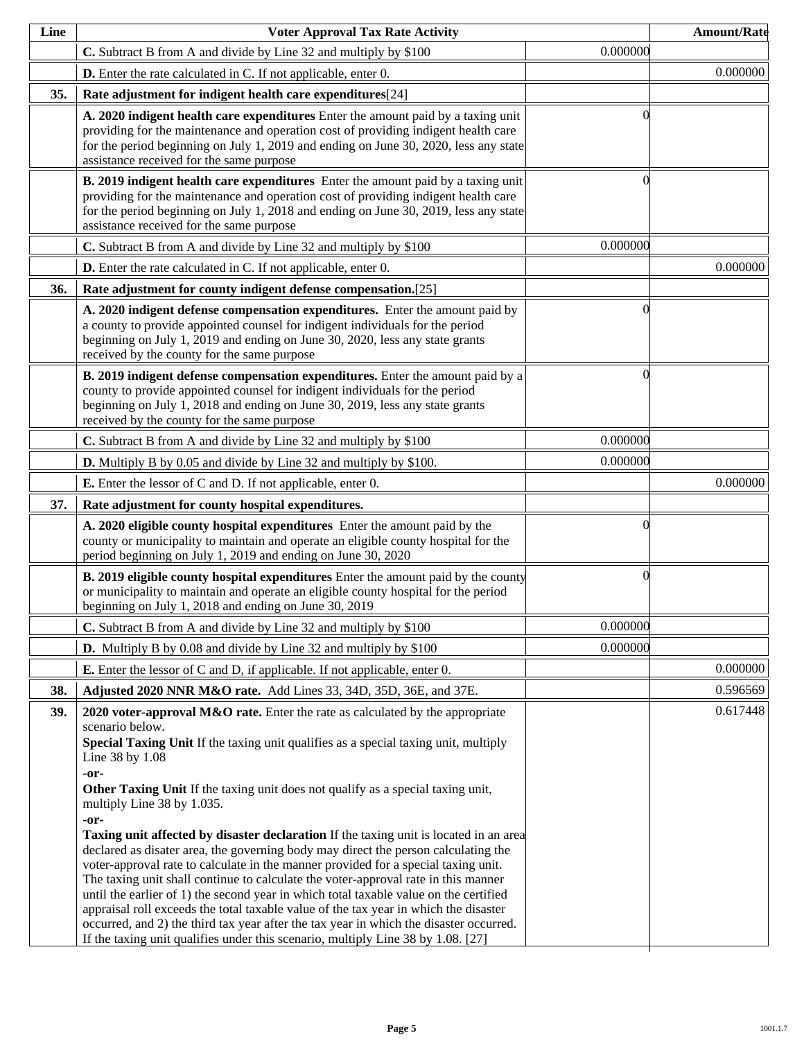| Line | Voter Approval Tax Rate Activity | | Amount/Rate |
|---|---|---|---|
| | **C.** Subtract B from A and divide by Line 32 and multiply by $100 | 0.000000 | |
| | **D.** Enter the rate calculated in C. If not applicable, enter 0. | | 0.000000 |
| **35.** | **Rate adjustment for indigent health care expenditures**[24] | | |
| | **A. 2020 indigent health care expenditures** Enter the amount paid by a taxing unit providing for the maintenance and operation cost of providing indigent health care for the period beginning on July 1, 2019 and ending on June 30, 2020, less any state assistance received for the same purpose | 0 | |
| | **B. 2019 indigent health care expenditures** Enter the amount paid by a taxing unit providing for the maintenance and operation cost of providing indigent health care for the period beginning on July 1, 2018 and ending on June 30, 2019, less any state assistance received for the same purpose | 0 | |
| | **C.** Subtract B from A and divide by Line 32 and multiply by $100 | 0.000000 | |
| | **D.** Enter the rate calculated in C. If not applicable, enter 0. | | 0.000000 |
| **36.** | **Rate adjustment for county indigent defense compensation.**[25] | | |
| | **A. 2020 indigent defense compensation expenditures.** Enter the amount paid by a county to provide appointed counsel for indigent individuals for the period beginning on July 1, 2019 and ending on June 30, 2020, less any state grants received by the county for the same purpose | 0 | |
| | **B. 2019 indigent defense compensation expenditures.** Enter the amount paid by a county to provide appointed counsel for indigent individuals for the period beginning on July 1, 2018 and ending on June 30, 2019, less any state grants received by the county for the same purpose | 0 | |
| | **C.** Subtract B from A and divide by Line 32 and multiply by $100 | 0.000000 | |
| | **D.** Multiply B by 0.05 and divide by Line 32 and multiply by $100. | 0.000000 | |
| | **E.** Enter the lessor of C and D. If not applicable, enter 0. | | 0.000000 |
| **37.** | **Rate adjustment for county hospital expenditures.** | | |
| | **A. 2020 eligible county hospital expenditures** Enter the amount paid by the county or municipality to maintain and operate an eligible county hospital for the period beginning on July 1, 2019 and ending on June 30, 2020 | 0 | |
| | **B. 2019 eligible county hospital expenditures** Enter the amount paid by the county or municipality to maintain and operate an eligible county hospital for the period beginning on July 1, 2018 and ending on June 30, 2019 | 0 | |
| | **C.** Subtract B from A and divide by Line 32 and multiply by $100 | 0.000000 | |
| | **D.** Multiply B by 0.08 and divide by Line 32 and multiply by $100 | 0.000000 | |
| | **E.** Enter the lessor of C and D, if applicable. If not applicable, enter 0. | | 0.000000 |
| **38.** | **Adjusted 2020 NNR M&O rate.** Add Lines 33, 34D, 35D, 36E, and 37E. | | 0.596569 |
| **39.** | **2020 voter-approval M&O rate.** Enter the rate as calculated by the appropriate scenario below.<br>**Special Taxing Unit** If the taxing unit qualifies as a special taxing unit, multiply Line 38 by 1.08<br>**-or-**<br>**Other Taxing Unit** If the taxing unit does not qualify as a special taxing unit, multiply Line 38 by 1.035.<br>**-or-**<br>**Taxing unit affected by disaster declaration** If the taxing unit is located in an area declared as disater area, the governing body may direct the person calculating the voter-approval rate to calculate in the manner provided for a special taxing unit. The taxing unit shall continue to calculate the voter-approval rate in this manner until the earlier of 1) the second year in which total taxable value on the certified appraisal roll exceeds the total taxable value of the tax year in which the disaster occurred, and 2) the third tax year after the tax year in which the disaster occurred. If the taxing unit qualifies under this scenario, multiply Line 38 by 1.08. [27] | | 0.617448 |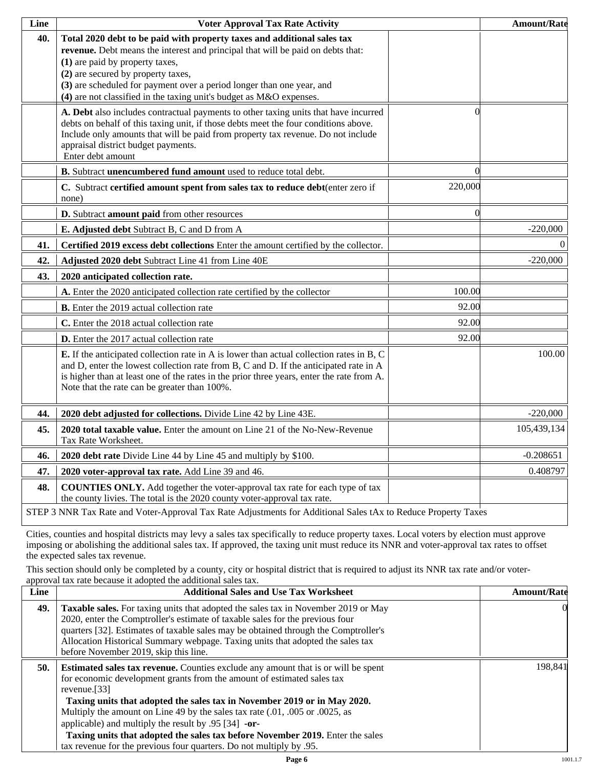| Line | Voter Approval Tax Rate Activity | | Amount/Rate |
|---|---|---|---|
| **40.** | **Total 2020 debt to be paid with property taxes and additional sales tax revenue.** Debt means the interest and principal that will be paid on debts that: **(1)** are paid by property taxes, **(2)** are secured by property taxes, **(3)** are scheduled for payment over a period longer than one year, and **(4)** are not classified in the taxing unit's budget as M&O expenses. | | |
| | **A. Debt** also includes contractual payments to other taxing units that have incurred debts on behalf of this taxing unit, if those debts meet the four conditions above. Include only amounts that will be paid from property tax revenue. Do not include appraisal district budget payments. Enter debt amount | 0 | |
| | **B.** Subtract **unencumbered fund amount** used to reduce total debt. | 0 | |
| | **C.** Subtract **certified amount spent from sales tax to reduce debt**(enter zero if none) | 220,000 | |
| | **D.** Subtract **amount paid** from other resources | 0 | |
| | **E. Adjusted debt** Subtract B, C and D from A | | -220,000 |
| **41.** | **Certified 2019 excess debt collections** Enter the amount certified by the collector. | | 0 |
| **42.** | **Adjusted 2020 debt** Subtract Line 41 from Line 40E | | -220,000 |
| **43.** | **2020 anticipated collection rate.** | | |
| | **A.** Enter the 2020 anticipated collection rate certified by the collector | 100.00 | |
| | **B.** Enter the 2019 actual collection rate | 92.00 | |
| | **C.** Enter the 2018 actual collection rate | 92.00 | |
| | **D.** Enter the 2017 actual collection rate | 92.00 | |
| | **E.** If the anticipated collection rate in A is lower than actual collection rates in B, C and D, enter the lowest collection rate from B, C and D. If the anticipated rate in A is higher than at least one of the rates in the prior three years, enter the rate from A. Note that the rate can be greater than 100%. | | 100.00 |
| **44.** | **2020 debt adjusted for collections.** Divide Line 42 by Line 43E. | | -220,000 |
| **45.** | **2020 total taxable value.** Enter the amount on Line 21 of the No-New-Revenue Tax Rate Worksheet. | | 105,439,134 |
| **46.** | **2020 debt rate** Divide Line 44 by Line 45 and multiply by $100. | | -0.208651 |
| **47.** | **2020 voter-approval tax rate.** Add Line 39 and 46. | | 0.408797 |
| **48.** | **COUNTIES ONLY.** Add together the voter-approval tax rate for each type of tax the county livies. The total is the 2020 county voter-approval tax rate. | | |

STEP 3 NNR Tax Rate and Voter-Approval Tax Rate Adjustments for Additional Sales tAx to Reduce Property Taxes

Cities, counties and hospital districts may levy a sales tax specifically to reduce property taxes. Local voters by election must approve imposing or abolishing the additional sales tax. If approved, the taxing unit must reduce its NNR and voter-approval tax rates to offset the expected sales tax revenue.

This section should only be completed by a county, city or hospital district that is required to adjust its NNR tax rate and/or voter-approval tax rate because it adopted the additional sales tax.

| Line | Additional Sales and Use Tax Worksheet | Amount/Rate |
|---|---|---|
| **49.** | **Taxable sales.** For taxing units that adopted the sales tax in November 2019 or May 2020, enter the Comptroller's estimate of taxable sales for the previous four quarters [32]. Estimates of taxable sales may be obtained through the Comptroller's Allocation Historical Summary webpage. Taxing units that adopted the sales tax before November 2019, skip this line. | 0 |
| **50.** | **Estimated sales tax revenue.** Counties exclude any amount that is or will be spent for economic development grants from the amount of estimated sales tax revenue.[33] **Taxing units that adopted the sales tax in November 2019 or in May 2020.** Multiply the amount on Line 49 by the sales tax rate (.01, .005 or .0025, as applicable) and multiply the result by .95 [34] **-or-** **Taxing units that adopted the sales tax before November 2019.** Enter the sales tax revenue for the previous four quarters. Do not multiply by .95. | 198,841 |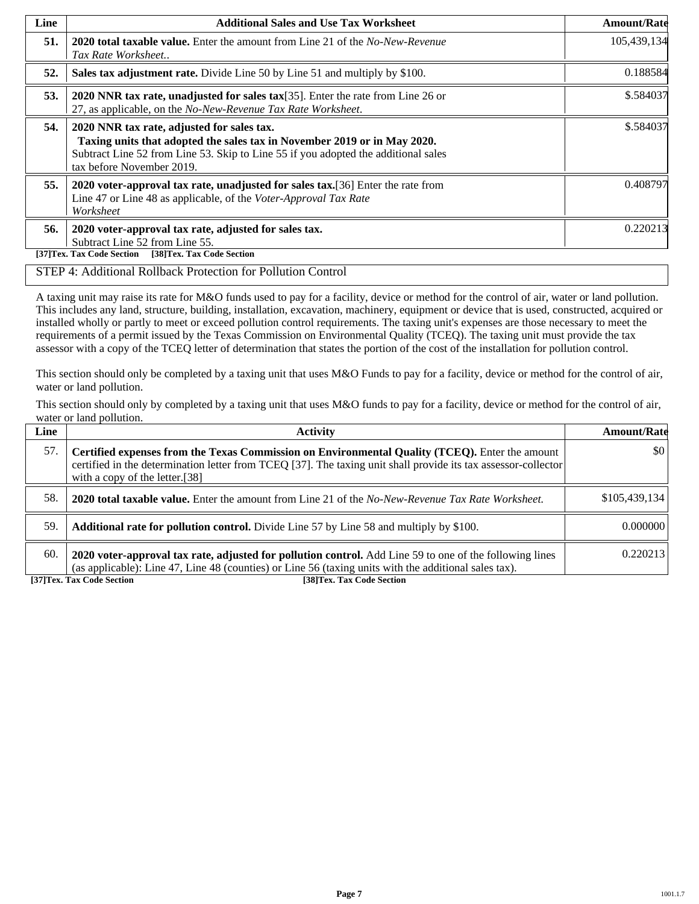| Line | Additional Sales and Use Tax Worksheet | Amount/Rate |
|---|---|---|
| **51.** | **2020 total taxable value.** Enter the amount from Line 21 of the *No-New-Revenue Tax Rate Worksheet.*. | 105,439,134 |
| **52.** | **Sales tax adjustment rate.** Divide Line 50 by Line 51 and multiply by $100. | 0.188584 |
| **53.** | **2020 NNR tax rate, unadjusted for sales tax**[35]. Enter the rate from Line 26 or 27, as applicable, on the *No-New-Revenue Tax Rate Worksheet*. | $.584037 |
| **54.** | **2020 NNR tax rate, adjusted for sales tax.** **Taxing units that adopted the sales tax in November 2019 or in May 2020.** Subtract Line 52 from Line 53. Skip to Line 55 if you adopted the additional sales tax before November 2019. | $.584037 |
| **55.** | **2020 voter-approval tax rate, unadjusted for sales tax.**[36] Enter the rate from Line 47 or Line 48 as applicable, of the *Voter-Approval Tax Rate Worksheet* | 0.408797 |
| **56.** | **2020 voter-approval tax rate, adjusted for sales tax.** Subtract Line 52 from Line 55. | 0.220213 |

**[37]Tex. Tax Code Section** **[38]Tex. Tax Code Section**

STEP 4: Additional Rollback Protection for Pollution Control

A taxing unit may raise its rate for M&O funds used to pay for a facility, device or method for the control of air, water or land pollution. This includes any land, structure, building, installation, excavation, machinery, equipment or device that is used, constructed, acquired or installed wholly or partly to meet or exceed pollution control requirements. The taxing unit's expenses are those necessary to meet the requirements of a permit issued by the Texas Commission on Environmental Quality (TCEQ). The taxing unit must provide the tax assessor with a copy of the TCEQ letter of determination that states the portion of the cost of the installation for pollution control.

This section should only be completed by a taxing unit that uses M&O Funds to pay for a facility, device or method for the control of air, water or land pollution.

This section should only by completed by a taxing unit that uses M&O funds to pay for a facility, device or method for the control of air, water or land pollution.

| Line | Activity | Amount/Rate |
|---|---|---|
| 57. | **Certified expenses from the Texas Commission on Environmental Quality (TCEQ).** Enter the amount certified in the determination letter from TCEQ [37]. The taxing unit shall provide its tax assessor-collector with a copy of the letter.[38] | $0 |
| 58. | **2020 total taxable value.** Enter the amount from Line 21 of the *No-New-Revenue Tax Rate Worksheet.* | $105,439,134 |
| 59. | **Additional rate for pollution control.** Divide Line 57 by Line 58 and multiply by $100. | 0.000000 |
| 60. | **2020 voter-approval tax rate, adjusted for pollution control.** Add Line 59 to one of the following lines (as applicable): Line 47, Line 48 (counties) or Line 56 (taxing units with the additional sales tax). | 0.220213 |

**[37]Tex. Tax Code Section** **[38]Tex. Tax Code Section**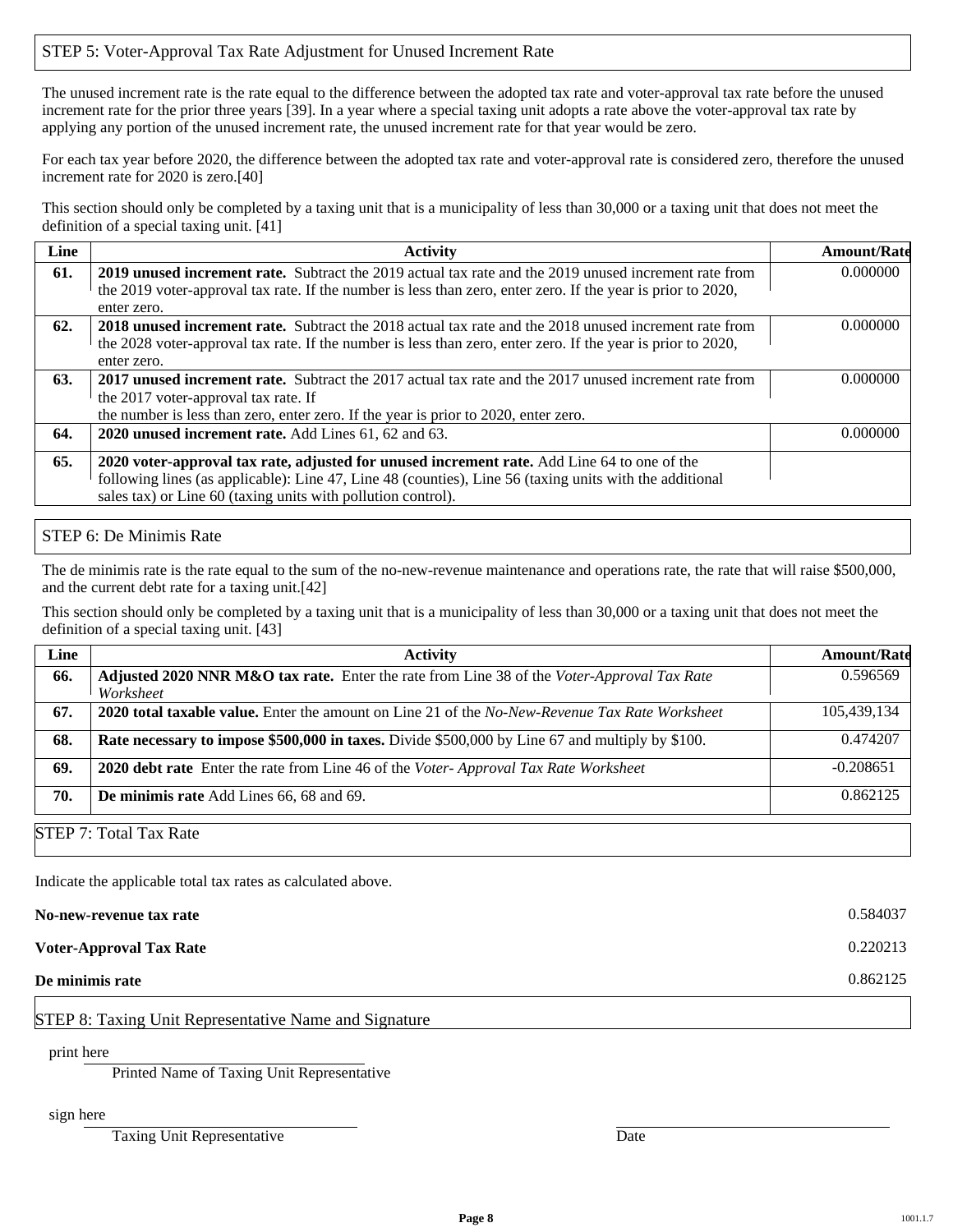## STEP 5: Voter-Approval Tax Rate Adjustment for Unused Increment Rate

The unused increment rate is the rate equal to the difference between the adopted tax rate and voter-approval tax rate before the unused increment rate for the prior three years [39]. In a year where a special taxing unit adopts a rate above the voter-approval tax rate by applying any portion of the unused increment rate, the unused increment rate for that year would be zero.

For each tax year before 2020, the difference between the adopted tax rate and voter-approval rate is considered zero, therefore the unused increment rate for 2020 is zero.[40]

This section should only be completed by a taxing unit that is a municipality of less than 30,000 or a taxing unit that does not meet the definition of a special taxing unit. [41]

| Line | Activity | Amount/Rate |
|---|---|---|
| **61.** | **2019 unused increment rate.** Subtract the 2019 actual tax rate and the 2019 unused increment rate from the 2019 voter-approval tax rate. If the number is less than zero, enter zero. If the year is prior to 2020, enter zero. | 0.000000 |
| **62.** | **2018 unused increment rate.** Subtract the 2018 actual tax rate and the 2018 unused increment rate from the 2028 voter-approval tax rate. If the number is less than zero, enter zero. If the year is prior to 2020, enter zero. | 0.000000 |
| **63.** | **2017 unused increment rate.** Subtract the 2017 actual tax rate and the 2017 unused increment rate from the 2017 voter-approval tax rate. If the number is less than zero, enter zero. If the year is prior to 2020, enter zero. | 0.000000 |
| **64.** | **2020 unused increment rate.** Add Lines 61, 62 and 63. | 0.000000 |
| **65.** | **2020 voter-approval tax rate, adjusted for unused increment rate.** Add Line 64 to one of the following lines (as applicable): Line 47, Line 48 (counties), Line 56 (taxing units with the additional sales tax) or Line 60 (taxing units with pollution control). | |

## STEP 6: De Minimis Rate

The de minimis rate is the rate equal to the sum of the no-new-revenue maintenance and operations rate, the rate that will raise $500,000, and the current debt rate for a taxing unit.[42]

This section should only be completed by a taxing unit that is a municipality of less than 30,000 or a taxing unit that does not meet the definition of a special taxing unit. [43]

| Line | Activity | Amount/Rate |
|---|---|---|
| **66.** | **Adjusted 2020 NNR M&O tax rate.** Enter the rate from Line 38 of the *Voter-Approval Tax Rate Worksheet* | 0.596569 |
| **67.** | **2020 total taxable value.** Enter the amount on Line 21 of the *No-New-Revenue Tax Rate Worksheet* | 105,439,134 |
| **68.** | **Rate necessary to impose $500,000 in taxes.** Divide $500,000 by Line 67 and multiply by $100. | 0.474207 |
| **69.** | **2020 debt rate** Enter the rate from Line 46 of the *Voter- Approval Tax Rate Worksheet* | -0.208651 |
| **70.** | **De minimis rate** Add Lines 66, 68 and 69. | 0.862125 |

## STEP 7: Total Tax Rate

Indicate the applicable total tax rates as calculated above.

**No-new-revenue tax rate** 0.584037

**Voter-Approval Tax Rate** 0.220213

**De minimis rate** 0.862125

## STEP 8: Taxing Unit Representative Name and Signature

print here ______________________

Printed Name of Taxing Unit Representative

sign here ______________________

Taxing Unit Representative

______________________

Date